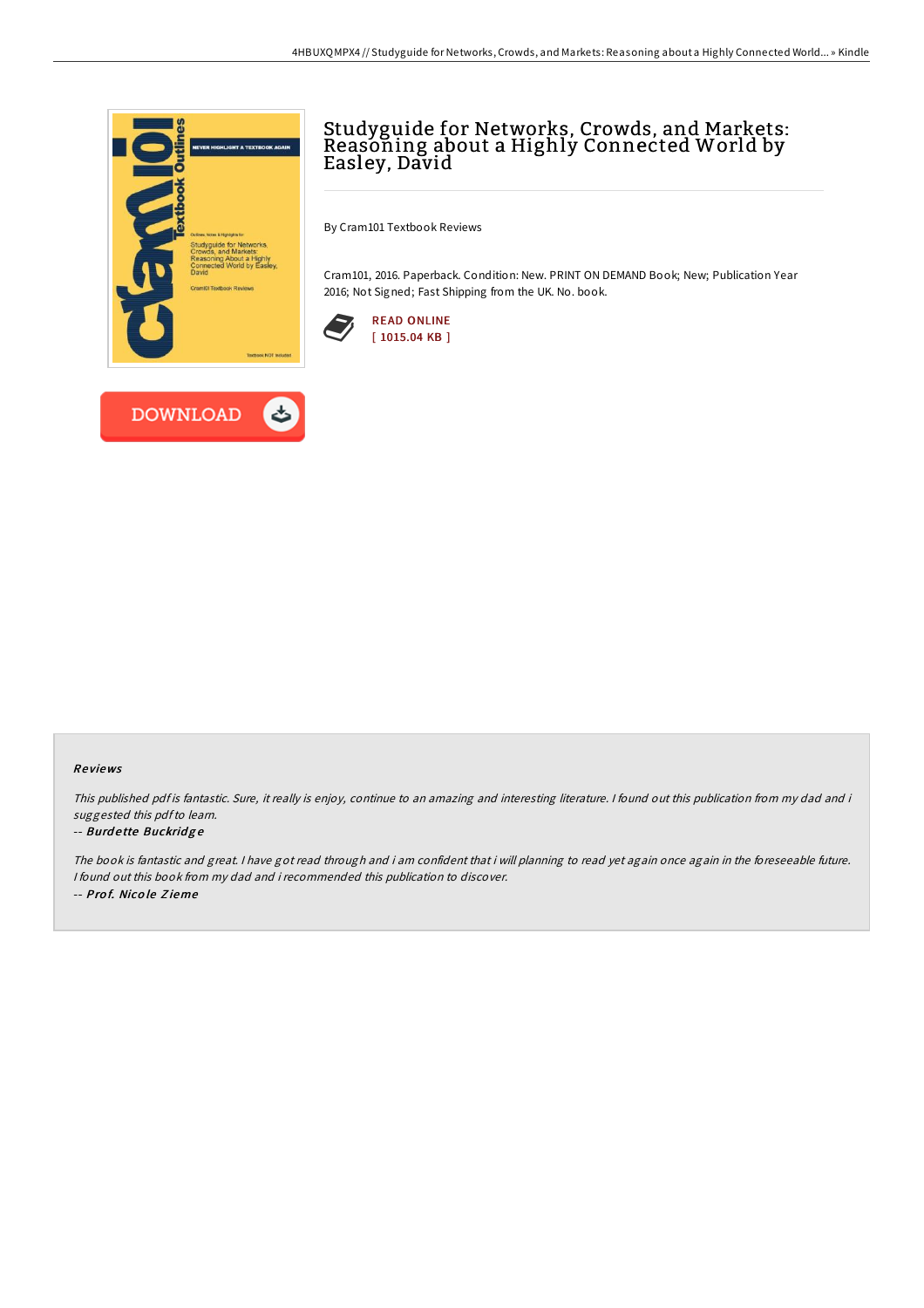# Studyguide for Networks, Crowds, and Markets: Reasoning about a Highly Connected World by Easley, David

By Cram101 Textbook Reviews

Cram101, 2016. Paperback. Condition: New. PRINT ON DEMAND Book; New; Publication Year 2016; Not Signed; Fast Shipping from the UK. No. book.

READ ONLINE
[ 1015.04 KB ]

DOWNLOAD

### Reviews

*This published pdf is fantastic. Sure, it really is enjoy, continue to an amazing and interesting literature. I found out this publication from my dad and i suggested this pdf to learn.*

-- ***Burdette Buckridge***

*The book is fantastic and great. I have got read through and i am confident that i will planning to read yet again once again in the foreseeable future. I found out this book from my dad and i recommended this publication to discover.*

-- ***Prof. Nicole Zieme***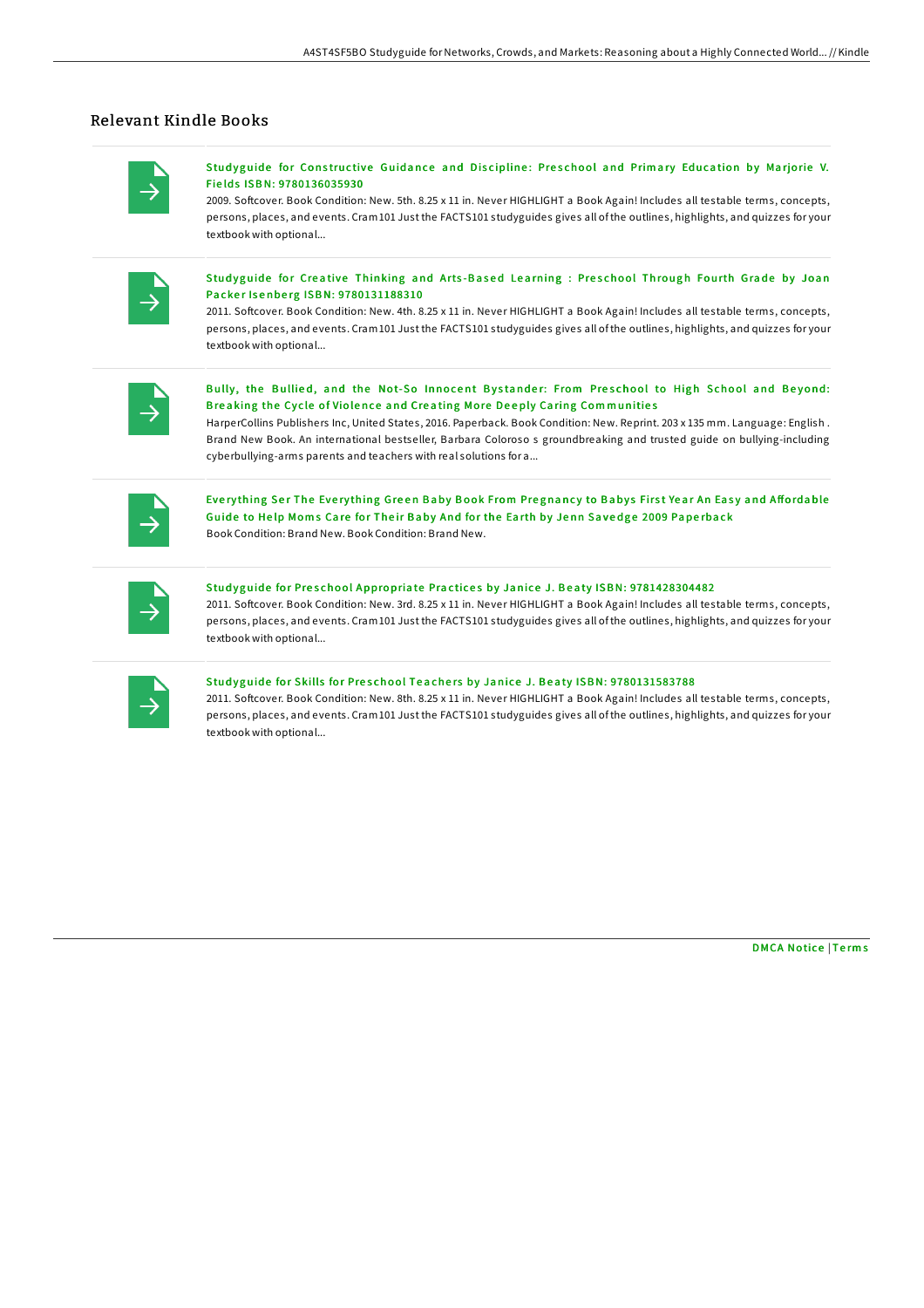## Relevant Kindle Books

**Studyguide for Constructive Guidance and Discipline: Preschool and Primary Education by Marjorie V. Fields ISBN: 9780136035930**

2009. Softcover. Book Condition: New. 5th. 8.25 x 11 in. Never HIGHLIGHT a Book Again! Includes all testable terms, concepts, persons, places, and events. Cram101 Just the FACTS101 studyguides gives all of the outlines, highlights, and quizzes for your textbook with optional...

**Studyguide for Creative Thinking and Arts-Based Learning : Preschool Through Fourth Grade by Joan Packer Isenberg ISBN: 9780131188310**

2011. Softcover. Book Condition: New. 4th. 8.25 x 11 in. Never HIGHLIGHT a Book Again! Includes all testable terms, concepts, persons, places, and events. Cram101 Just the FACTS101 studyguides gives all of the outlines, highlights, and quizzes for your textbook with optional...

**Bully, the Bullied, and the Not-So Innocent Bystander: From Preschool to High School and Beyond: Breaking the Cycle of Violence and Creating More Deeply Caring Communities**

HarperCollins Publishers Inc, United States, 2016. Paperback. Book Condition: New. Reprint. 203 x 135 mm. Language: English . Brand New Book. An international bestseller, Barbara Coloroso s groundbreaking and trusted guide on bullying-including cyberbullying-arms parents and teachers with real solutions for a...

**Everything Ser The Everything Green Baby Book From Pregnancy to Babys First Year An Easy and Affordable Guide to Help Moms Care for Their Baby And for the Earth by Jenn Savedge 2009 Paperback**

Book Condition: Brand New. Book Condition: Brand New.

**Studyguide for Preschool Appropriate Practices by Janice J. Beaty ISBN: 9781428304482**

2011. Softcover. Book Condition: New. 3rd. 8.25 x 11 in. Never HIGHLIGHT a Book Again! Includes all testable terms, concepts, persons, places, and events. Cram101 Just the FACTS101 studyguides gives all of the outlines, highlights, and quizzes for your textbook with optional...

**Studyguide for Skills for Preschool Teachers by Janice J. Beaty ISBN: 9780131583788**

2011. Softcover. Book Condition: New. 8th. 8.25 x 11 in. Never HIGHLIGHT a Book Again! Includes all testable terms, concepts, persons, places, and events. Cram101 Just the FACTS101 studyguides gives all of the outlines, highlights, and quizzes for your textbook with optional...